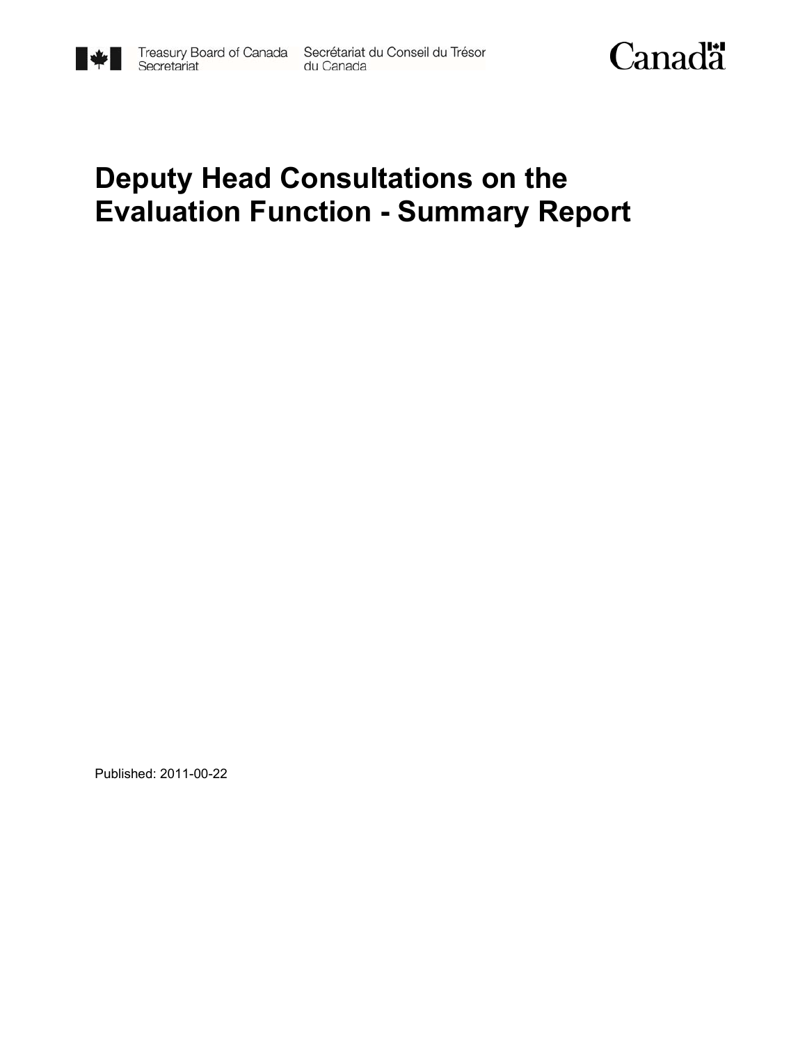Treasury Board of Canada Secretariat Secrétariat du Conseil du Trésor du Canada

Canada

# Deputy Head Consultations on the Evaluation Function - Summary Report

Published: 2011-00-22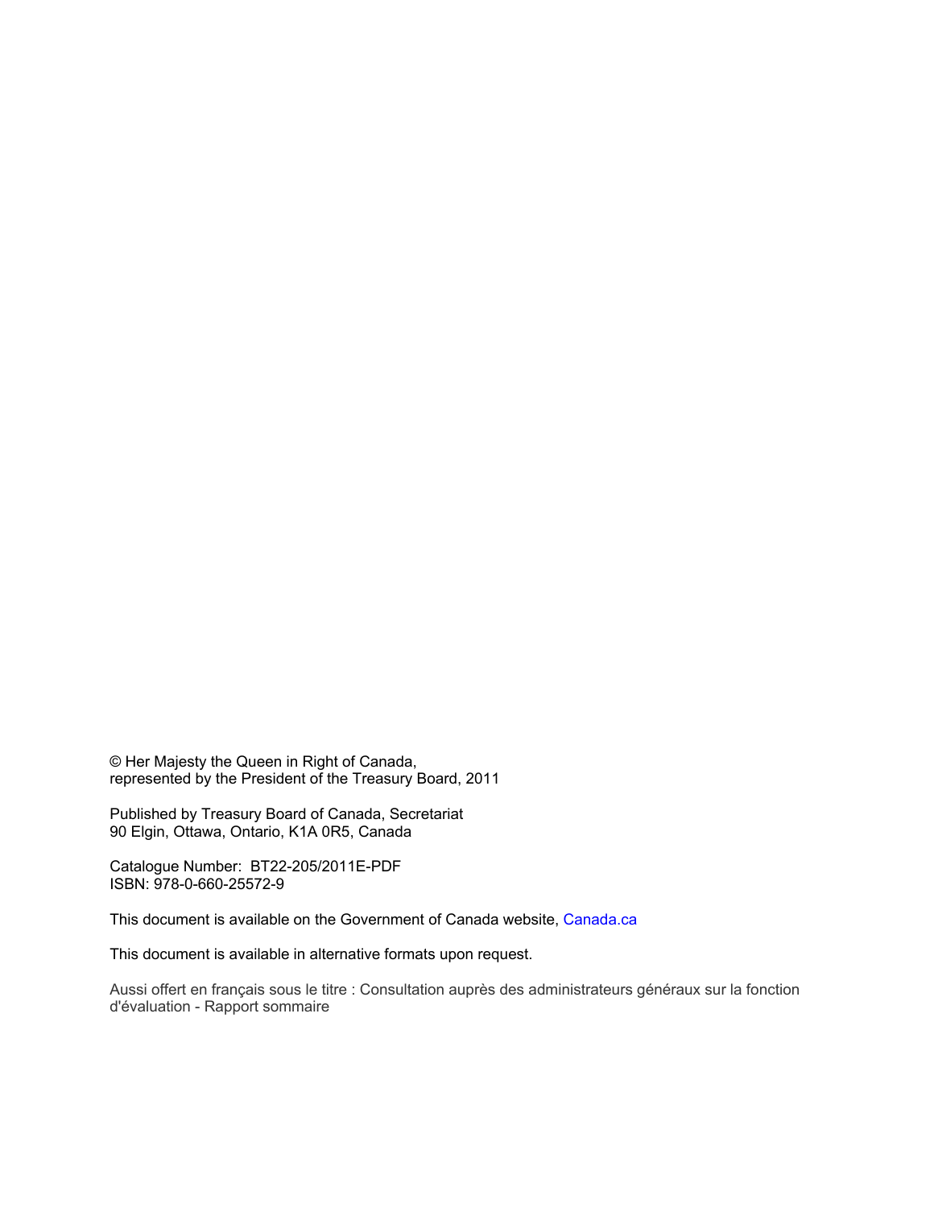© Her Majesty the Queen in Right of Canada,
represented by the President of the Treasury Board, 2011

Published by Treasury Board of Canada, Secretariat
90 Elgin, Ottawa, Ontario, K1A 0R5, Canada

Catalogue Number: BT22-205/2011E-PDF
ISBN: 978-0-660-25572-9

This document is available on the Government of Canada website, Canada.ca

This document is available in alternative formats upon request.

Aussi offert en français sous le titre : Consultation auprès des administrateurs généraux sur la fonction d'évaluation - Rapport sommaire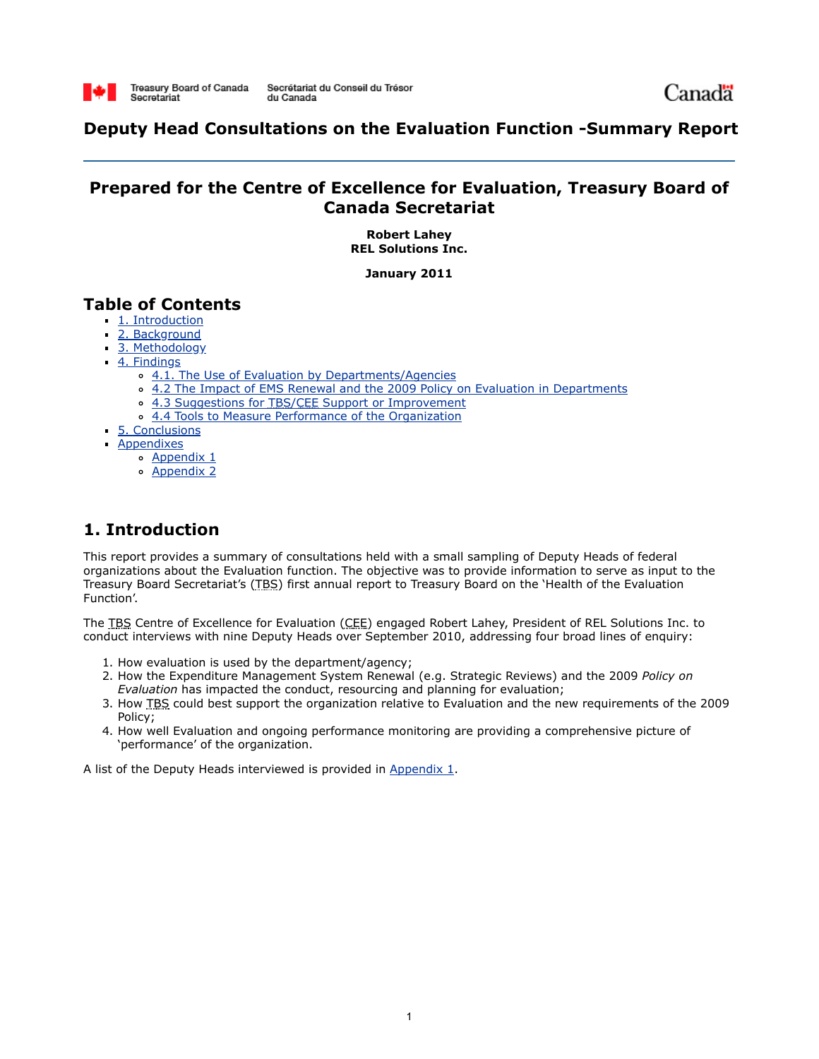# Deputy Head Consultations on the Evaluation Function -Summary Report

## Prepared for the Centre of Excellence for Evaluation, Treasury Board of Canada Secretariat

**Robert Lahey**
**REL Solutions Inc.**

**January 2011**

## Table of Contents

- 1. Introduction
- 2. Background
- 3. Methodology
- 4. Findings
  - 4.1. The Use of Evaluation by Departments/Agencies
  - 4.2 The Impact of EMS Renewal and the 2009 Policy on Evaluation in Departments
  - 4.3 Suggestions for TBS/CEE Support or Improvement
  - 4.4 Tools to Measure Performance of the Organization
- 5. Conclusions
- Appendixes
  - Appendix 1
  - Appendix 2

## 1. Introduction

This report provides a summary of consultations held with a small sampling of Deputy Heads of federal organizations about the Evaluation function. The objective was to provide information to serve as input to the Treasury Board Secretariat's (TBS) first annual report to Treasury Board on the 'Health of the Evaluation Function'.

The TBS Centre of Excellence for Evaluation (CEE) engaged Robert Lahey, President of REL Solutions Inc. to conduct interviews with nine Deputy Heads over September 2010, addressing four broad lines of enquiry:

1. How evaluation is used by the department/agency;
2. How the Expenditure Management System Renewal (e.g. Strategic Reviews) and the 2009 *Policy on Evaluation* has impacted the conduct, resourcing and planning for evaluation;
3. How TBS could best support the organization relative to Evaluation and the new requirements of the 2009 Policy;
4. How well Evaluation and ongoing performance monitoring are providing a comprehensive picture of 'performance' of the organization.

A list of the Deputy Heads interviewed is provided in Appendix 1.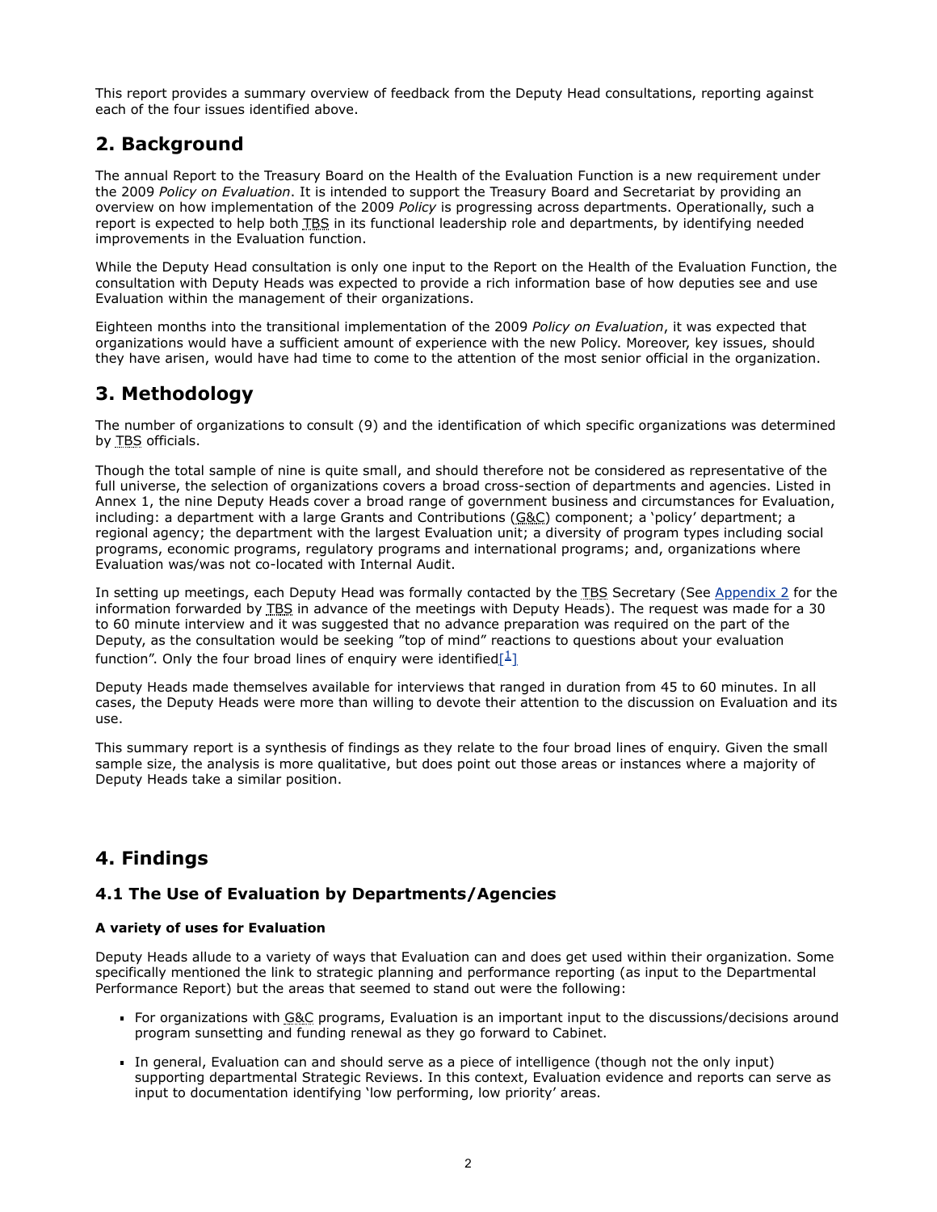This report provides a summary overview of feedback from the Deputy Head consultations, reporting against each of the four issues identified above.

## 2. Background

The annual Report to the Treasury Board on the Health of the Evaluation Function is a new requirement under the 2009 *Policy on Evaluation*. It is intended to support the Treasury Board and Secretariat by providing an overview on how implementation of the 2009 *Policy* is progressing across departments. Operationally, such a report is expected to help both TBS in its functional leadership role and departments, by identifying needed improvements in the Evaluation function.

While the Deputy Head consultation is only one input to the Report on the Health of the Evaluation Function, the consultation with Deputy Heads was expected to provide a rich information base of how deputies see and use Evaluation within the management of their organizations.

Eighteen months into the transitional implementation of the 2009 *Policy on Evaluation*, it was expected that organizations would have a sufficient amount of experience with the new Policy. Moreover, key issues, should they have arisen, would have had time to come to the attention of the most senior official in the organization.

## 3. Methodology

The number of organizations to consult (9) and the identification of which specific organizations was determined by TBS officials.

Though the total sample of nine is quite small, and should therefore not be considered as representative of the full universe, the selection of organizations covers a broad cross-section of departments and agencies. Listed in Annex 1, the nine Deputy Heads cover a broad range of government business and circumstances for Evaluation, including: a department with a large Grants and Contributions (G&C) component; a 'policy' department; a regional agency; the department with the largest Evaluation unit; a diversity of program types including social programs, economic programs, regulatory programs and international programs; and, organizations where Evaluation was/was not co-located with Internal Audit.

In setting up meetings, each Deputy Head was formally contacted by the TBS Secretary (See Appendix 2 for the information forwarded by TBS in advance of the meetings with Deputy Heads). The request was made for a 30 to 60 minute interview and it was suggested that no advance preparation was required on the part of the Deputy, as the consultation would be seeking "top of mind" reactions to questions about your evaluation function". Only the four broad lines of enquiry were identified[1]

Deputy Heads made themselves available for interviews that ranged in duration from 45 to 60 minutes. In all cases, the Deputy Heads were more than willing to devote their attention to the discussion on Evaluation and its use.

This summary report is a synthesis of findings as they relate to the four broad lines of enquiry. Given the small sample size, the analysis is more qualitative, but does point out those areas or instances where a majority of Deputy Heads take a similar position.

## 4. Findings

### 4.1 The Use of Evaluation by Departments/Agencies

#### A variety of uses for Evaluation

Deputy Heads allude to a variety of ways that Evaluation can and does get used within their organization. Some specifically mentioned the link to strategic planning and performance reporting (as input to the Departmental Performance Report) but the areas that seemed to stand out were the following:

- For organizations with G&C programs, Evaluation is an important input to the discussions/decisions around program sunsetting and funding renewal as they go forward to Cabinet.
- In general, Evaluation can and should serve as a piece of intelligence (though not the only input) supporting departmental Strategic Reviews. In this context, Evaluation evidence and reports can serve as input to documentation identifying 'low performing, low priority' areas.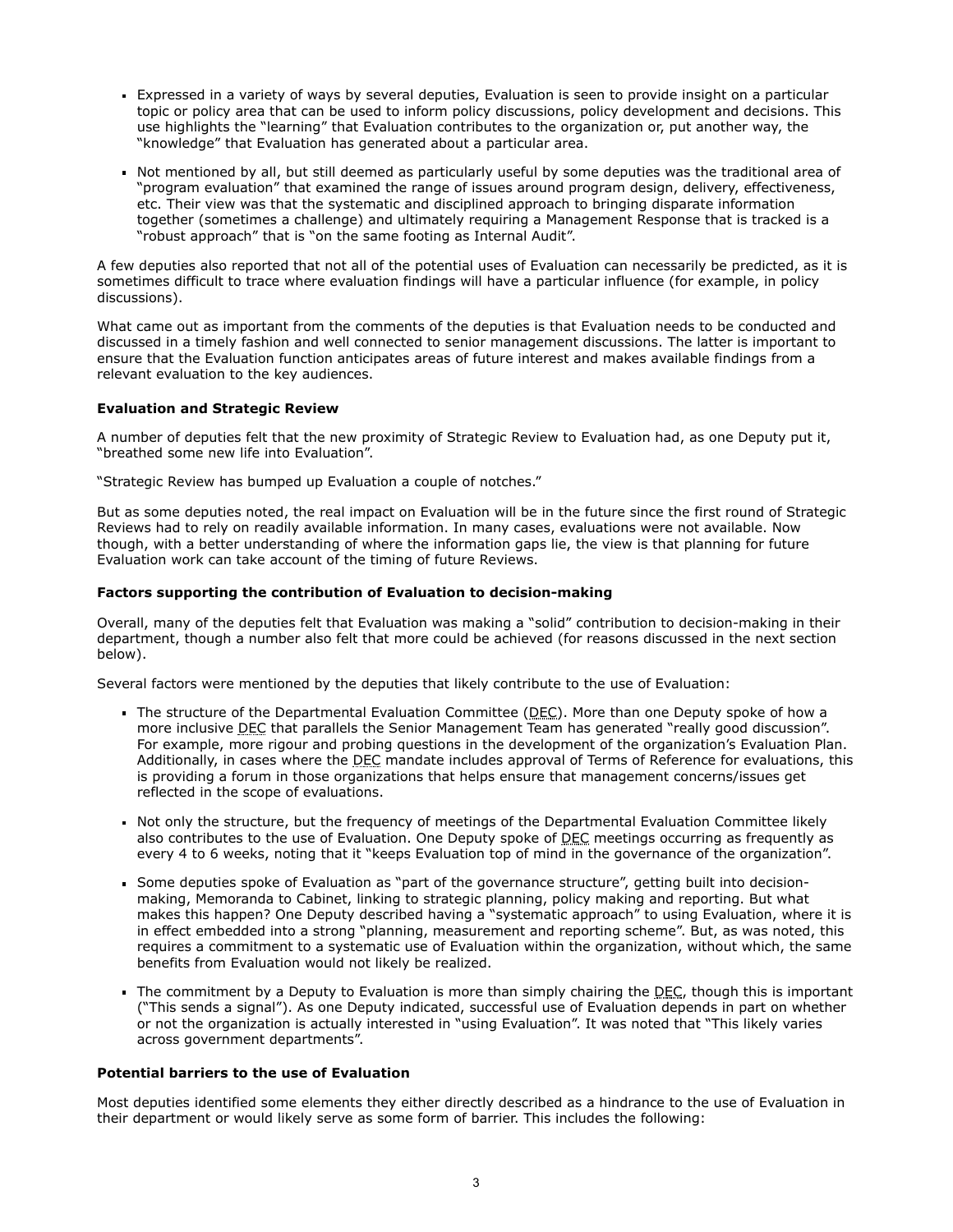- Expressed in a variety of ways by several deputies, Evaluation is seen to provide insight on a particular topic or policy area that can be used to inform policy discussions, policy development and decisions. This use highlights the "learning" that Evaluation contributes to the organization or, put another way, the "knowledge" that Evaluation has generated about a particular area.
- Not mentioned by all, but still deemed as particularly useful by some deputies was the traditional area of "program evaluation" that examined the range of issues around program design, delivery, effectiveness, etc. Their view was that the systematic and disciplined approach to bringing disparate information together (sometimes a challenge) and ultimately requiring a Management Response that is tracked is a "robust approach" that is "on the same footing as Internal Audit".

A few deputies also reported that not all of the potential uses of Evaluation can necessarily be predicted, as it is sometimes difficult to trace where evaluation findings will have a particular influence (for example, in policy discussions).

What came out as important from the comments of the deputies is that Evaluation needs to be conducted and discussed in a timely fashion and well connected to senior management discussions. The latter is important to ensure that the Evaluation function anticipates areas of future interest and makes available findings from a relevant evaluation to the key audiences.

**Evaluation and Strategic Review**

A number of deputies felt that the new proximity of Strategic Review to Evaluation had, as one Deputy put it, "breathed some new life into Evaluation".

"Strategic Review has bumped up Evaluation a couple of notches."

But as some deputies noted, the real impact on Evaluation will be in the future since the first round of Strategic Reviews had to rely on readily available information. In many cases, evaluations were not available. Now though, with a better understanding of where the information gaps lie, the view is that planning for future Evaluation work can take account of the timing of future Reviews.

**Factors supporting the contribution of Evaluation to decision-making**

Overall, many of the deputies felt that Evaluation was making a "solid" contribution to decision-making in their department, though a number also felt that more could be achieved (for reasons discussed in the next section below).

Several factors were mentioned by the deputies that likely contribute to the use of Evaluation:

- The structure of the Departmental Evaluation Committee (DEC). More than one Deputy spoke of how a more inclusive DEC that parallels the Senior Management Team has generated "really good discussion". For example, more rigour and probing questions in the development of the organization's Evaluation Plan. Additionally, in cases where the DEC mandate includes approval of Terms of Reference for evaluations, this is providing a forum in those organizations that helps ensure that management concerns/issues get reflected in the scope of evaluations.
- Not only the structure, but the frequency of meetings of the Departmental Evaluation Committee likely also contributes to the use of Evaluation. One Deputy spoke of DEC meetings occurring as frequently as every 4 to 6 weeks, noting that it "keeps Evaluation top of mind in the governance of the organization".
- Some deputies spoke of Evaluation as "part of the governance structure", getting built into decision-making, Memoranda to Cabinet, linking to strategic planning, policy making and reporting. But what makes this happen? One Deputy described having a "systematic approach" to using Evaluation, where it is in effect embedded into a strong "planning, measurement and reporting scheme". But, as was noted, this requires a commitment to a systematic use of Evaluation within the organization, without which, the same benefits from Evaluation would not likely be realized.
- The commitment by a Deputy to Evaluation is more than simply chairing the DEC, though this is important ("This sends a signal"). As one Deputy indicated, successful use of Evaluation depends in part on whether or not the organization is actually interested in "using Evaluation". It was noted that "This likely varies across government departments".

**Potential barriers to the use of Evaluation**

Most deputies identified some elements they either directly described as a hindrance to the use of Evaluation in their department or would likely serve as some form of barrier. This includes the following: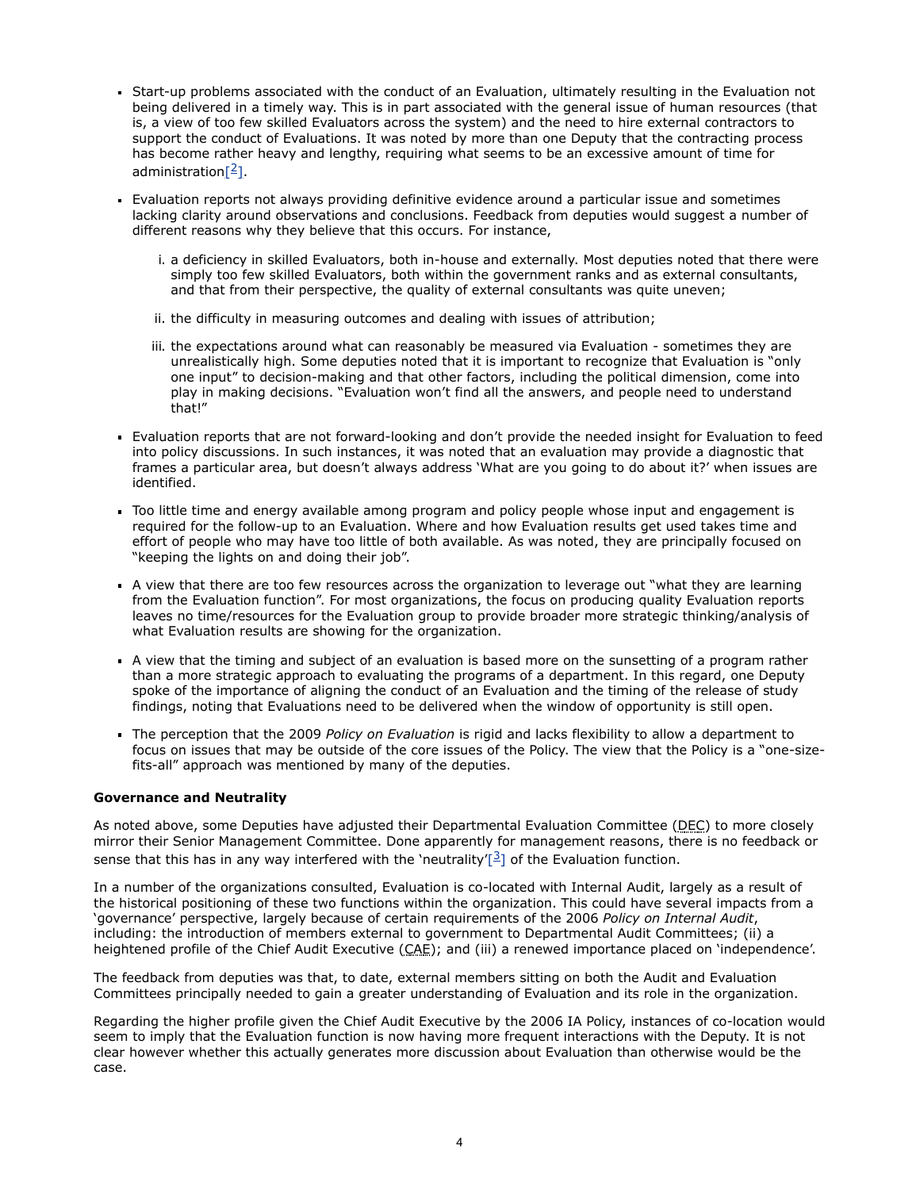- Start-up problems associated with the conduct of an Evaluation, ultimately resulting in the Evaluation not being delivered in a timely way. This is in part associated with the general issue of human resources (that is, a view of too few skilled Evaluators across the system) and the need to hire external contractors to support the conduct of Evaluations. It was noted by more than one Deputy that the contracting process has become rather heavy and lengthy, requiring what seems to be an excessive amount of time for administration[2].
- Evaluation reports not always providing definitive evidence around a particular issue and sometimes lacking clarity around observations and conclusions. Feedback from deputies would suggest a number of different reasons why they believe that this occurs. For instance,
    1. a deficiency in skilled Evaluators, both in-house and externally. Most deputies noted that there were simply too few skilled Evaluators, both within the government ranks and as external consultants, and that from their perspective, the quality of external consultants was quite uneven;
    2. the difficulty in measuring outcomes and dealing with issues of attribution;
    3. the expectations around what can reasonably be measured via Evaluation - sometimes they are unrealistically high. Some deputies noted that it is important to recognize that Evaluation is "only one input" to decision-making and that other factors, including the political dimension, come into play in making decisions. "Evaluation won't find all the answers, and people need to understand that!"
- Evaluation reports that are not forward-looking and don't provide the needed insight for Evaluation to feed into policy discussions. In such instances, it was noted that an evaluation may provide a diagnostic that frames a particular area, but doesn't always address 'What are you going to do about it?' when issues are identified.
- Too little time and energy available among program and policy people whose input and engagement is required for the follow-up to an Evaluation. Where and how Evaluation results get used takes time and effort of people who may have too little of both available. As was noted, they are principally focused on "keeping the lights on and doing their job".
- A view that there are too few resources across the organization to leverage out "what they are learning from the Evaluation function". For most organizations, the focus on producing quality Evaluation reports leaves no time/resources for the Evaluation group to provide broader more strategic thinking/analysis of what Evaluation results are showing for the organization.
- A view that the timing and subject of an evaluation is based more on the sunsetting of a program rather than a more strategic approach to evaluating the programs of a department. In this regard, one Deputy spoke of the importance of aligning the conduct of an Evaluation and the timing of the release of study findings, noting that Evaluations need to be delivered when the window of opportunity is still open.
- The perception that the 2009 *Policy on Evaluation* is rigid and lacks flexibility to allow a department to focus on issues that may be outside of the core issues of the Policy. The view that the Policy is a "one-size-fits-all" approach was mentioned by many of the deputies.

**Governance and Neutrality**

As noted above, some Deputies have adjusted their Departmental Evaluation Committee (DEC) to more closely mirror their Senior Management Committee. Done apparently for management reasons, there is no feedback or sense that this has in any way interfered with the 'neutrality'[3] of the Evaluation function.

In a number of the organizations consulted, Evaluation is co-located with Internal Audit, largely as a result of the historical positioning of these two functions within the organization. This could have several impacts from a 'governance' perspective, largely because of certain requirements of the 2006 *Policy on Internal Audit*, including: the introduction of members external to government to Departmental Audit Committees; (ii) a heightened profile of the Chief Audit Executive (CAE); and (iii) a renewed importance placed on 'independence'.

The feedback from deputies was that, to date, external members sitting on both the Audit and Evaluation Committees principally needed to gain a greater understanding of Evaluation and its role in the organization.

Regarding the higher profile given the Chief Audit Executive by the 2006 IA Policy, instances of co-location would seem to imply that the Evaluation function is now having more frequent interactions with the Deputy. It is not clear however whether this actually generates more discussion about Evaluation than otherwise would be the case.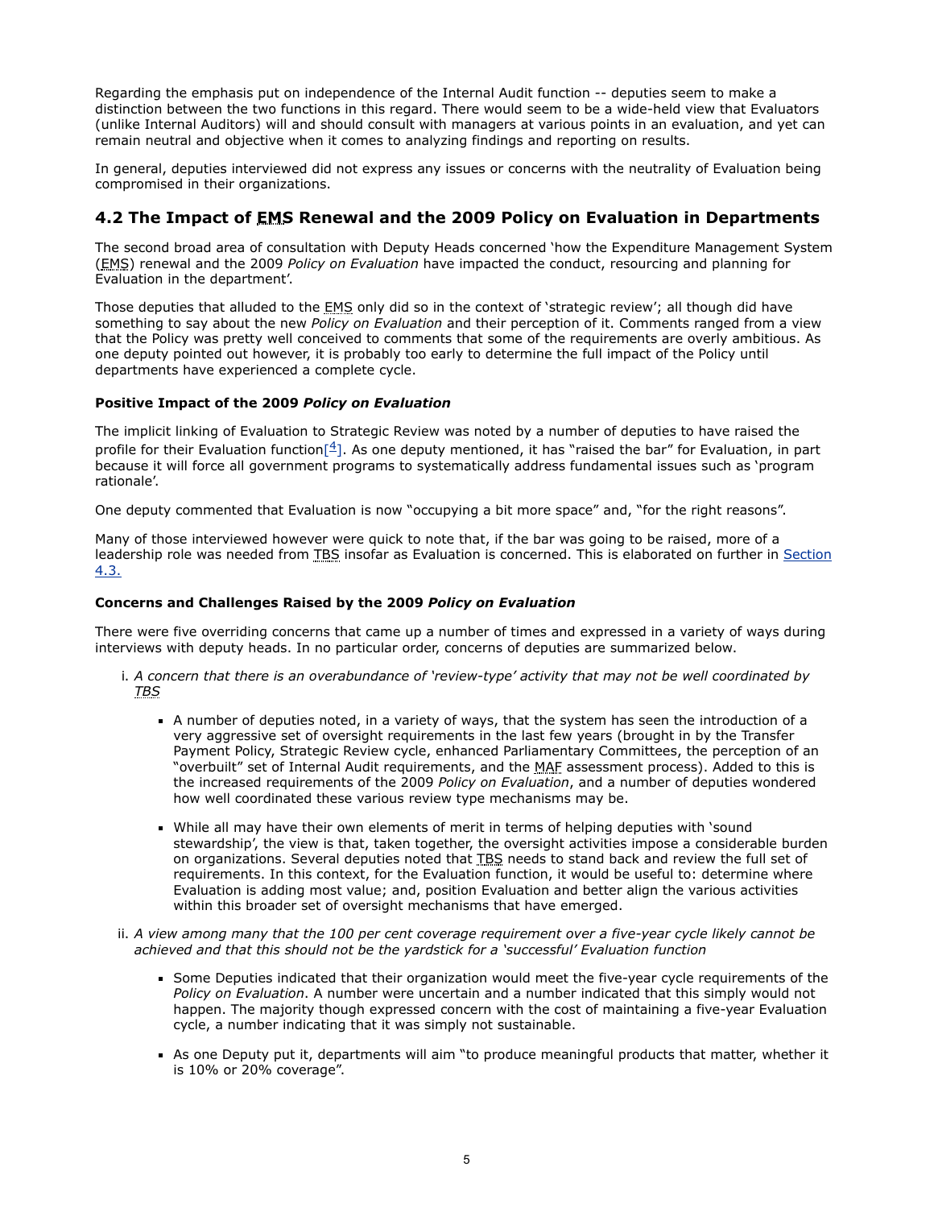Regarding the emphasis put on independence of the Internal Audit function -- deputies seem to make a distinction between the two functions in this regard. There would seem to be a wide-held view that Evaluators (unlike Internal Auditors) will and should consult with managers at various points in an evaluation, and yet can remain neutral and objective when it comes to analyzing findings and reporting on results.

In general, deputies interviewed did not express any issues or concerns with the neutrality of Evaluation being compromised in their organizations.

## 4.2 The Impact of EMS Renewal and the 2009 Policy on Evaluation in Departments

The second broad area of consultation with Deputy Heads concerned 'how the Expenditure Management System (EMS) renewal and the 2009 *Policy on Evaluation* have impacted the conduct, resourcing and planning for Evaluation in the department'.

Those deputies that alluded to the EMS only did so in the context of 'strategic review'; all though did have something to say about the new *Policy on Evaluation* and their perception of it. Comments ranged from a view that the Policy was pretty well conceived to comments that some of the requirements are overly ambitious. As one deputy pointed out however, it is probably too early to determine the full impact of the Policy until departments have experienced a complete cycle.

### Positive Impact of the 2009 *Policy on Evaluation*

The implicit linking of Evaluation to Strategic Review was noted by a number of deputies to have raised the profile for their Evaluation function[4]. As one deputy mentioned, it has "raised the bar" for Evaluation, in part because it will force all government programs to systematically address fundamental issues such as 'program rationale'.

One deputy commented that Evaluation is now "occupying a bit more space" and, "for the right reasons".

Many of those interviewed however were quick to note that, if the bar was going to be raised, more of a leadership role was needed from TBS insofar as Evaluation is concerned. This is elaborated on further in Section 4.3.

### Concerns and Challenges Raised by the 2009 *Policy on Evaluation*

There were five overriding concerns that came up a number of times and expressed in a variety of ways during interviews with deputy heads. In no particular order, concerns of deputies are summarized below.

i. *A concern that there is an overabundance of 'review-type' activity that may not be well coordinated by TBS*

  - A number of deputies noted, in a variety of ways, that the system has seen the introduction of a very aggressive set of oversight requirements in the last few years (brought in by the Transfer Payment Policy, Strategic Review cycle, enhanced Parliamentary Committees, the perception of an "overbuilt" set of Internal Audit requirements, and the MAF assessment process). Added to this is the increased requirements of the 2009 *Policy on Evaluation*, and a number of deputies wondered how well coordinated these various review type mechanisms may be.
  - While all may have their own elements of merit in terms of helping deputies with 'sound stewardship', the view is that, taken together, the oversight activities impose a considerable burden on organizations. Several deputies noted that TBS needs to stand back and review the full set of requirements. In this context, for the Evaluation function, it would be useful to: determine where Evaluation is adding most value; and, position Evaluation and better align the various activities within this broader set of oversight mechanisms that have emerged.

ii. *A view among many that the 100 per cent coverage requirement over a five-year cycle likely cannot be achieved and that this should not be the yardstick for a 'successful' Evaluation function*

  - Some Deputies indicated that their organization would meet the five-year cycle requirements of the *Policy on Evaluation*. A number were uncertain and a number indicated that this simply would not happen. The majority though expressed concern with the cost of maintaining a five-year Evaluation cycle, a number indicating that it was simply not sustainable.
  - As one Deputy put it, departments will aim "to produce meaningful products that matter, whether it is 10% or 20% coverage".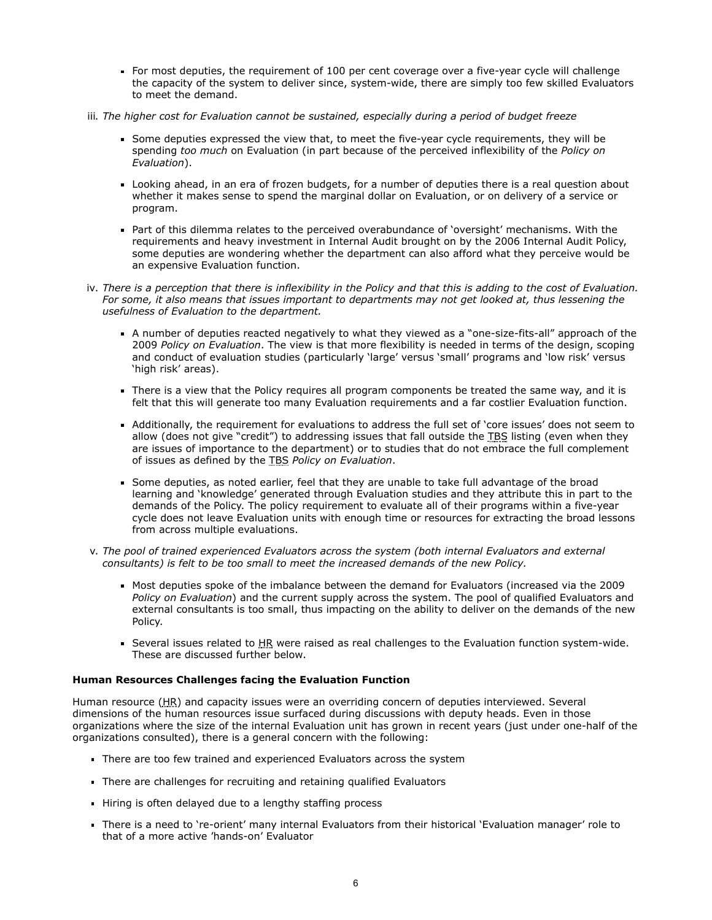- For most deputies, the requirement of 100 per cent coverage over a five-year cycle will challenge the capacity of the system to deliver since, system-wide, there are simply too few skilled Evaluators to meet the demand.

iii. *The higher cost for Evaluation cannot be sustained, especially during a period of budget freeze*

- Some deputies expressed the view that, to meet the five-year cycle requirements, they will be spending *too much* on Evaluation (in part because of the perceived inflexibility of the *Policy on Evaluation*).
- Looking ahead, in an era of frozen budgets, for a number of deputies there is a real question about whether it makes sense to spend the marginal dollar on Evaluation, or on delivery of a service or program.
- Part of this dilemma relates to the perceived overabundance of 'oversight' mechanisms. With the requirements and heavy investment in Internal Audit brought on by the 2006 Internal Audit Policy, some deputies are wondering whether the department can also afford what they perceive would be an expensive Evaluation function.

iv. *There is a perception that there is inflexibility in the Policy and that this is adding to the cost of Evaluation. For some, it also means that issues important to departments may not get looked at, thus lessening the usefulness of Evaluation to the department.*

- A number of deputies reacted negatively to what they viewed as a "one-size-fits-all" approach of the 2009 *Policy on Evaluation*. The view is that more flexibility is needed in terms of the design, scoping and conduct of evaluation studies (particularly 'large' versus 'small' programs and 'low risk' versus 'high risk' areas).
- There is a view that the Policy requires all program components be treated the same way, and it is felt that this will generate too many Evaluation requirements and a far costlier Evaluation function.
- Additionally, the requirement for evaluations to address the full set of 'core issues' does not seem to allow (does not give "credit") to addressing issues that fall outside the TBS listing (even when they are issues of importance to the department) or to studies that do not embrace the full complement of issues as defined by the TBS *Policy on Evaluation*.
- Some deputies, as noted earlier, feel that they are unable to take full advantage of the broad learning and 'knowledge' generated through Evaluation studies and they attribute this in part to the demands of the Policy. The policy requirement to evaluate all of their programs within a five-year cycle does not leave Evaluation units with enough time or resources for extracting the broad lessons from across multiple evaluations.

v. *The pool of trained experienced Evaluators across the system (both internal Evaluators and external consultants) is felt to be too small to meet the increased demands of the new Policy.*

- Most deputies spoke of the imbalance between the demand for Evaluators (increased via the 2009 *Policy on Evaluation*) and the current supply across the system. The pool of qualified Evaluators and external consultants is too small, thus impacting on the ability to deliver on the demands of the new Policy.
- Several issues related to HR were raised as real challenges to the Evaluation function system-wide. These are discussed further below.

**Human Resources Challenges facing the Evaluation Function**

Human resource (HR) and capacity issues were an overriding concern of deputies interviewed. Several dimensions of the human resources issue surfaced during discussions with deputy heads. Even in those organizations where the size of the internal Evaluation unit has grown in recent years (just under one-half of the organizations consulted), there is a general concern with the following:

- There are too few trained and experienced Evaluators across the system
- There are challenges for recruiting and retaining qualified Evaluators
- Hiring is often delayed due to a lengthy staffing process
- There is a need to 're-orient' many internal Evaluators from their historical 'Evaluation manager' role to that of a more active 'hands-on' Evaluator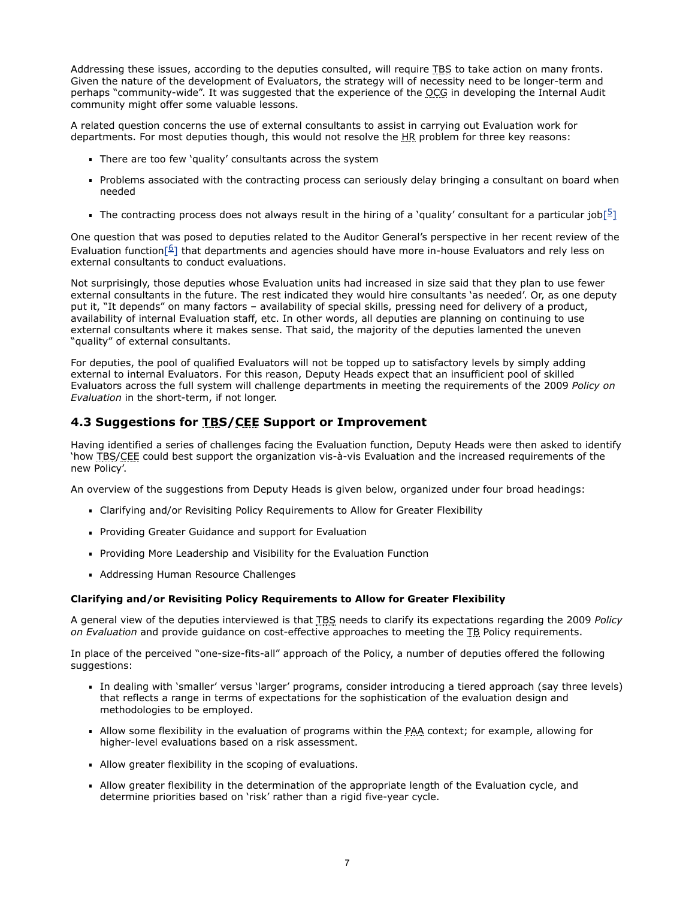Addressing these issues, according to the deputies consulted, will require TBS to take action on many fronts. Given the nature of the development of Evaluators, the strategy will of necessity need to be longer-term and perhaps "community-wide". It was suggested that the experience of the OCG in developing the Internal Audit community might offer some valuable lessons.

A related question concerns the use of external consultants to assist in carrying out Evaluation work for departments. For most deputies though, this would not resolve the HR problem for three key reasons:

- There are too few 'quality' consultants across the system
- Problems associated with the contracting process can seriously delay bringing a consultant on board when needed
- The contracting process does not always result in the hiring of a 'quality' consultant for a particular job[5]

One question that was posed to deputies related to the Auditor General's perspective in her recent review of the Evaluation function[6] that departments and agencies should have more in-house Evaluators and rely less on external consultants to conduct evaluations.

Not surprisingly, those deputies whose Evaluation units had increased in size said that they plan to use fewer external consultants in the future. The rest indicated they would hire consultants 'as needed'. Or, as one deputy put it, "It depends" on many factors – availability of special skills, pressing need for delivery of a product, availability of internal Evaluation staff, etc. In other words, all deputies are planning on continuing to use external consultants where it makes sense. That said, the majority of the deputies lamented the uneven "quality" of external consultants.

For deputies, the pool of qualified Evaluators will not be topped up to satisfactory levels by simply adding external to internal Evaluators. For this reason, Deputy Heads expect that an insufficient pool of skilled Evaluators across the full system will challenge departments in meeting the requirements of the 2009 *Policy on Evaluation* in the short-term, if not longer.

## 4.3 Suggestions for TBS/CEE Support or Improvement

Having identified a series of challenges facing the Evaluation function, Deputy Heads were then asked to identify 'how TBS/CEE could best support the organization vis-à-vis Evaluation and the increased requirements of the new Policy'.

An overview of the suggestions from Deputy Heads is given below, organized under four broad headings:

- Clarifying and/or Revisiting Policy Requirements to Allow for Greater Flexibility
- Providing Greater Guidance and support for Evaluation
- Providing More Leadership and Visibility for the Evaluation Function
- Addressing Human Resource Challenges

#### Clarifying and/or Revisiting Policy Requirements to Allow for Greater Flexibility

A general view of the deputies interviewed is that TBS needs to clarify its expectations regarding the 2009 *Policy on Evaluation* and provide guidance on cost-effective approaches to meeting the TB Policy requirements.

In place of the perceived "one-size-fits-all" approach of the Policy, a number of deputies offered the following suggestions:

- In dealing with 'smaller' versus 'larger' programs, consider introducing a tiered approach (say three levels) that reflects a range in terms of expectations for the sophistication of the evaluation design and methodologies to be employed.
- Allow some flexibility in the evaluation of programs within the PAA context; for example, allowing for higher-level evaluations based on a risk assessment.
- Allow greater flexibility in the scoping of evaluations.
- Allow greater flexibility in the determination of the appropriate length of the Evaluation cycle, and determine priorities based on 'risk' rather than a rigid five-year cycle.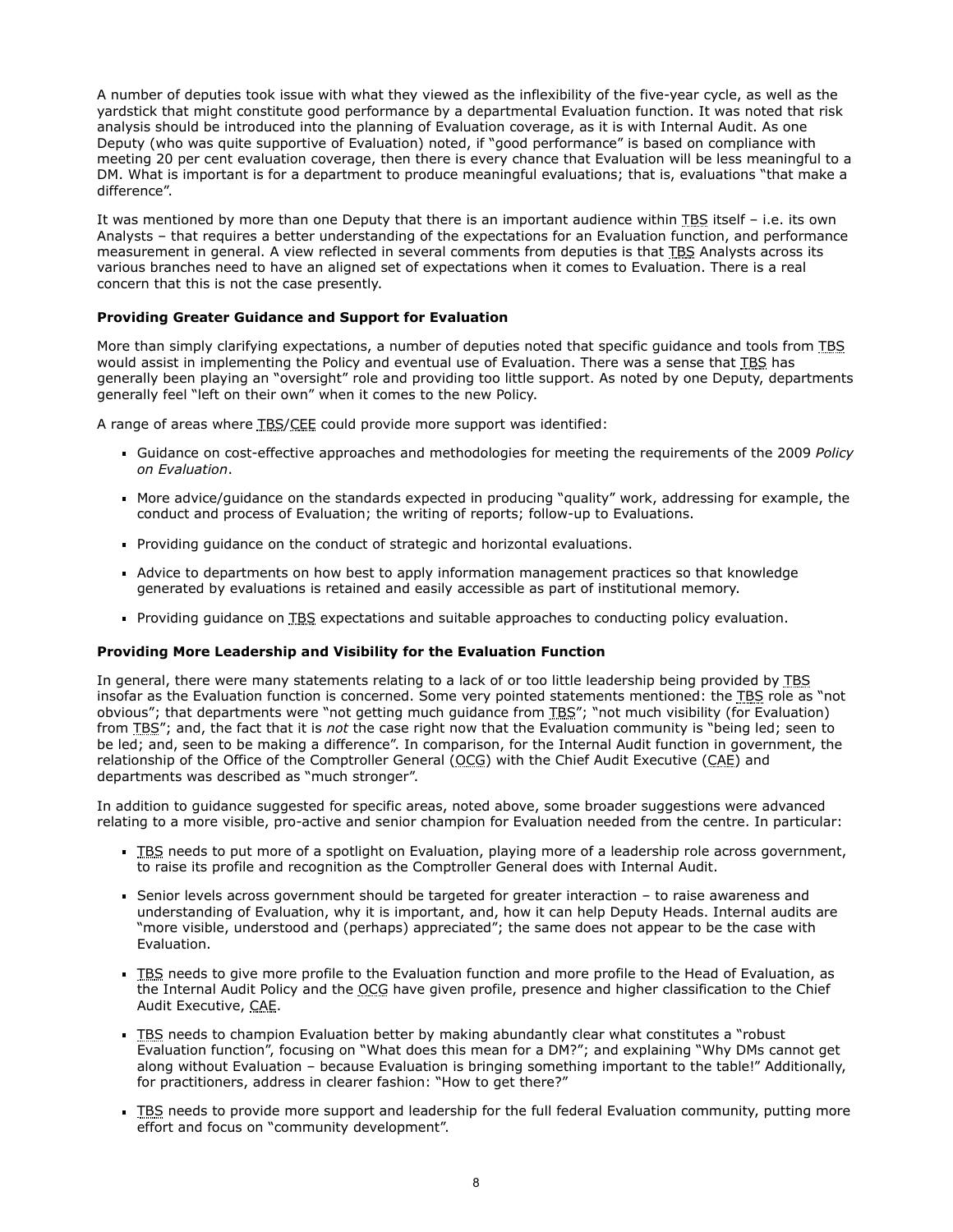A number of deputies took issue with what they viewed as the inflexibility of the five-year cycle, as well as the yardstick that might constitute good performance by a departmental Evaluation function. It was noted that risk analysis should be introduced into the planning of Evaluation coverage, as it is with Internal Audit. As one Deputy (who was quite supportive of Evaluation) noted, if "good performance" is based on compliance with meeting 20 per cent evaluation coverage, then there is every chance that Evaluation will be less meaningful to a DM. What is important is for a department to produce meaningful evaluations; that is, evaluations "that make a difference".

It was mentioned by more than one Deputy that there is an important audience within TBS itself – i.e. its own Analysts – that requires a better understanding of the expectations for an Evaluation function, and performance measurement in general. A view reflected in several comments from deputies is that TBS Analysts across its various branches need to have an aligned set of expectations when it comes to Evaluation. There is a real concern that this is not the case presently.

### Providing Greater Guidance and Support for Evaluation

More than simply clarifying expectations, a number of deputies noted that specific guidance and tools from TBS would assist in implementing the Policy and eventual use of Evaluation. There was a sense that TBS has generally been playing an "oversight" role and providing too little support. As noted by one Deputy, departments generally feel "left on their own" when it comes to the new Policy.

A range of areas where TBS/CEE could provide more support was identified:

- Guidance on cost-effective approaches and methodologies for meeting the requirements of the 2009 *Policy on Evaluation*.
- More advice/guidance on the standards expected in producing "quality" work, addressing for example, the conduct and process of Evaluation; the writing of reports; follow-up to Evaluations.
- Providing guidance on the conduct of strategic and horizontal evaluations.
- Advice to departments on how best to apply information management practices so that knowledge generated by evaluations is retained and easily accessible as part of institutional memory.
- Providing guidance on TBS expectations and suitable approaches to conducting policy evaluation.

### Providing More Leadership and Visibility for the Evaluation Function

In general, there were many statements relating to a lack of or too little leadership being provided by TBS insofar as the Evaluation function is concerned. Some very pointed statements mentioned: the TBS role as "not obvious"; that departments were "not getting much guidance from TBS"; "not much visibility (for Evaluation) from TBS"; and, the fact that it is *not* the case right now that the Evaluation community is "being led; seen to be led; and, seen to be making a difference". In comparison, for the Internal Audit function in government, the relationship of the Office of the Comptroller General (OCG) with the Chief Audit Executive (CAE) and departments was described as "much stronger".

In addition to guidance suggested for specific areas, noted above, some broader suggestions were advanced relating to a more visible, pro-active and senior champion for Evaluation needed from the centre. In particular:

- TBS needs to put more of a spotlight on Evaluation, playing more of a leadership role across government, to raise its profile and recognition as the Comptroller General does with Internal Audit.
- Senior levels across government should be targeted for greater interaction – to raise awareness and understanding of Evaluation, why it is important, and, how it can help Deputy Heads. Internal audits are "more visible, understood and (perhaps) appreciated"; the same does not appear to be the case with Evaluation.
- TBS needs to give more profile to the Evaluation function and more profile to the Head of Evaluation, as the Internal Audit Policy and the OCG have given profile, presence and higher classification to the Chief Audit Executive, CAE.
- TBS needs to champion Evaluation better by making abundantly clear what constitutes a "robust Evaluation function", focusing on "What does this mean for a DM?"; and explaining "Why DMs cannot get along without Evaluation – because Evaluation is bringing something important to the table!" Additionally, for practitioners, address in clearer fashion: "How to get there?"
- TBS needs to provide more support and leadership for the full federal Evaluation community, putting more effort and focus on "community development".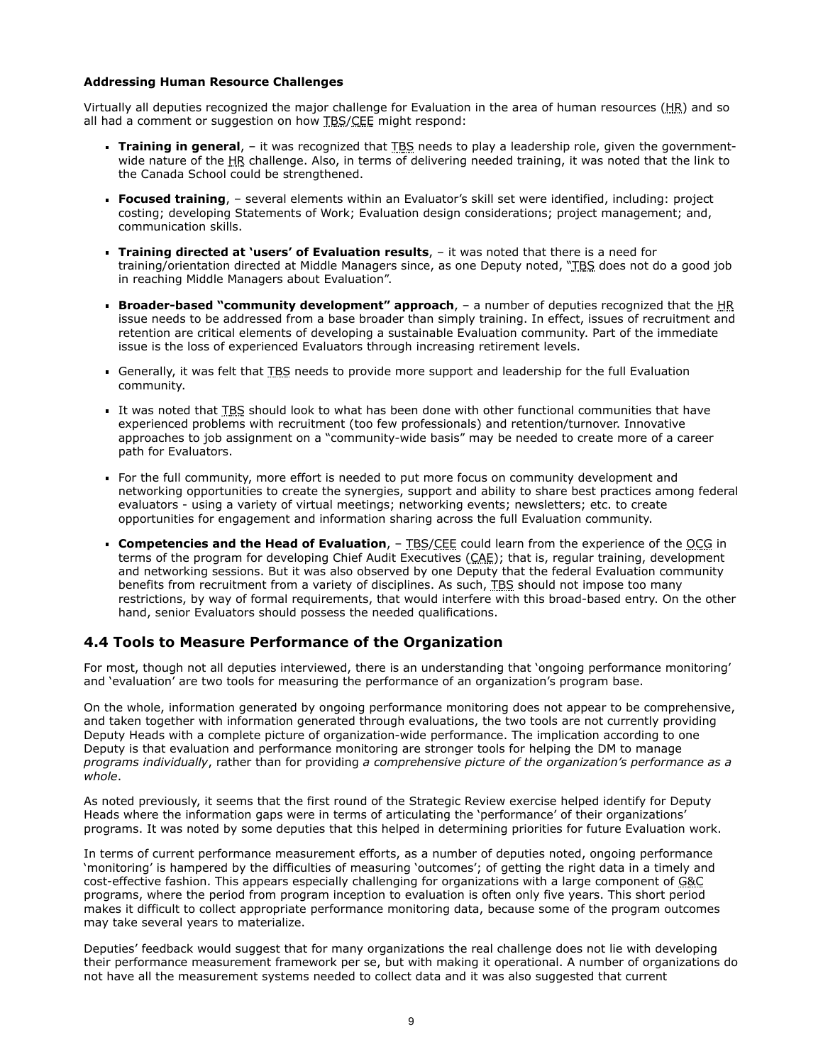**Addressing Human Resource Challenges**

Virtually all deputies recognized the major challenge for Evaluation in the area of human resources (HR) and so all had a comment or suggestion on how TBS/CEE might respond:

- **Training in general**, – it was recognized that TBS needs to play a leadership role, given the government-wide nature of the HR challenge. Also, in terms of delivering needed training, it was noted that the link to the Canada School could be strengthened.
- **Focused training**, – several elements within an Evaluator's skill set were identified, including: project costing; developing Statements of Work; Evaluation design considerations; project management; and, communication skills.
- **Training directed at 'users' of Evaluation results**, – it was noted that there is a need for training/orientation directed at Middle Managers since, as one Deputy noted, "TBS does not do a good job in reaching Middle Managers about Evaluation".
- **Broader-based "community development" approach**, – a number of deputies recognized that the HR issue needs to be addressed from a base broader than simply training. In effect, issues of recruitment and retention are critical elements of developing a sustainable Evaluation community. Part of the immediate issue is the loss of experienced Evaluators through increasing retirement levels.
- Generally, it was felt that TBS needs to provide more support and leadership for the full Evaluation community.
- It was noted that TBS should look to what has been done with other functional communities that have experienced problems with recruitment (too few professionals) and retention/turnover. Innovative approaches to job assignment on a "community-wide basis" may be needed to create more of a career path for Evaluators.
- For the full community, more effort is needed to put more focus on community development and networking opportunities to create the synergies, support and ability to share best practices among federal evaluators - using a variety of virtual meetings; networking events; newsletters; etc. to create opportunities for engagement and information sharing across the full Evaluation community.
- **Competencies and the Head of Evaluation**, – TBS/CEE could learn from the experience of the OCG in terms of the program for developing Chief Audit Executives (CAE); that is, regular training, development and networking sessions. But it was also observed by one Deputy that the federal Evaluation community benefits from recruitment from a variety of disciplines. As such, TBS should not impose too many restrictions, by way of formal requirements, that would interfere with this broad-based entry. On the other hand, senior Evaluators should possess the needed qualifications.

## 4.4 Tools to Measure Performance of the Organization

For most, though not all deputies interviewed, there is an understanding that 'ongoing performance monitoring' and 'evaluation' are two tools for measuring the performance of an organization's program base.

On the whole, information generated by ongoing performance monitoring does not appear to be comprehensive, and taken together with information generated through evaluations, the two tools are not currently providing Deputy Heads with a complete picture of organization-wide performance. The implication according to one Deputy is that evaluation and performance monitoring are stronger tools for helping the DM to manage *programs individually*, rather than for providing *a comprehensive picture of the organization's performance as a whole*.

As noted previously, it seems that the first round of the Strategic Review exercise helped identify for Deputy Heads where the information gaps were in terms of articulating the 'performance' of their organizations' programs. It was noted by some deputies that this helped in determining priorities for future Evaluation work.

In terms of current performance measurement efforts, as a number of deputies noted, ongoing performance 'monitoring' is hampered by the difficulties of measuring 'outcomes'; of getting the right data in a timely and cost-effective fashion. This appears especially challenging for organizations with a large component of G&C programs, where the period from program inception to evaluation is often only five years. This short period makes it difficult to collect appropriate performance monitoring data, because some of the program outcomes may take several years to materialize.

Deputies' feedback would suggest that for many organizations the real challenge does not lie with developing their performance measurement framework per se, but with making it operational. A number of organizations do not have all the measurement systems needed to collect data and it was also suggested that current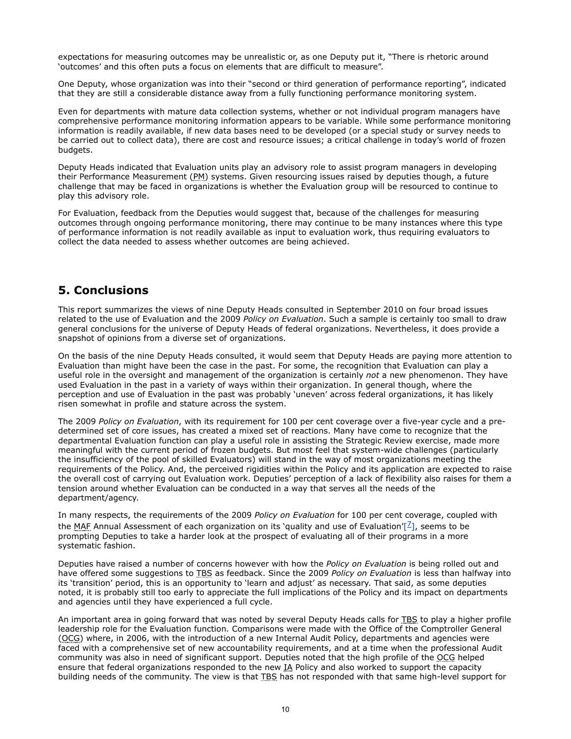expectations for measuring outcomes may be unrealistic or, as one Deputy put it, "There is rhetoric around 'outcomes' and this often puts a focus on elements that are difficult to measure".

One Deputy, whose organization was into their "second or third generation of performance reporting", indicated that they are still a considerable distance away from a fully functioning performance monitoring system.

Even for departments with mature data collection systems, whether or not individual program managers have comprehensive performance monitoring information appears to be variable. While some performance monitoring information is readily available, if new data bases need to be developed (or a special study or survey needs to be carried out to collect data), there are cost and resource issues; a critical challenge in today's world of frozen budgets.

Deputy Heads indicated that Evaluation units play an advisory role to assist program managers in developing their Performance Measurement (PM) systems. Given resourcing issues raised by deputies though, a future challenge that may be faced in organizations is whether the Evaluation group will be resourced to continue to play this advisory role.

For Evaluation, feedback from the Deputies would suggest that, because of the challenges for measuring outcomes through ongoing performance monitoring, there may continue to be many instances where this type of performance information is not readily available as input to evaluation work, thus requiring evaluators to collect the data needed to assess whether outcomes are being achieved.

## 5. Conclusions

This report summarizes the views of nine Deputy Heads consulted in September 2010 on four broad issues related to the use of Evaluation and the 2009 *Policy on Evaluation*. Such a sample is certainly too small to draw general conclusions for the universe of Deputy Heads of federal organizations. Nevertheless, it does provide a snapshot of opinions from a diverse set of organizations.

On the basis of the nine Deputy Heads consulted, it would seem that Deputy Heads are paying more attention to Evaluation than might have been the case in the past. For some, the recognition that Evaluation can play a useful role in the oversight and management of the organization is certainly *not* a new phenomenon. They have used Evaluation in the past in a variety of ways within their organization. In general though, where the perception and use of Evaluation in the past was probably 'uneven' across federal organizations, it has likely risen somewhat in profile and stature across the system.

The 2009 *Policy on Evaluation*, with its requirement for 100 per cent coverage over a five-year cycle and a pre-determined set of core issues, has created a mixed set of reactions. Many have come to recognize that the departmental Evaluation function can play a useful role in assisting the Strategic Review exercise, made more meaningful with the current period of frozen budgets. But most feel that system-wide challenges (particularly the insufficiency of the pool of skilled Evaluators) will stand in the way of most organizations meeting the requirements of the Policy. And, the perceived rigidities within the Policy and its application are expected to raise the overall cost of carrying out Evaluation work. Deputies' perception of a lack of flexibility also raises for them a tension around whether Evaluation can be conducted in a way that serves all the needs of the department/agency.

In many respects, the requirements of the 2009 *Policy on Evaluation* for 100 per cent coverage, coupled with the MAF Annual Assessment of each organization on its 'quality and use of Evaluation'[7], seems to be prompting Deputies to take a harder look at the prospect of evaluating all of their programs in a more systematic fashion.

Deputies have raised a number of concerns however with how the *Policy on Evaluation* is being rolled out and have offered some suggestions to TBS as feedback. Since the 2009 *Policy on Evaluation* is less than halfway into its 'transition' period, this is an opportunity to 'learn and adjust' as necessary. That said, as some deputies noted, it is probably still too early to appreciate the full implications of the Policy and its impact on departments and agencies until they have experienced a full cycle.

An important area in going forward that was noted by several Deputy Heads calls for TBS to play a higher profile leadership role for the Evaluation function. Comparisons were made with the Office of the Comptroller General (OCG) where, in 2006, with the introduction of a new Internal Audit Policy, departments and agencies were faced with a comprehensive set of new accountability requirements, and at a time when the professional Audit community was also in need of significant support. Deputies noted that the high profile of the OCG helped ensure that federal organizations responded to the new IA Policy and also worked to support the capacity building needs of the community. The view is that TBS has not responded with that same high-level support for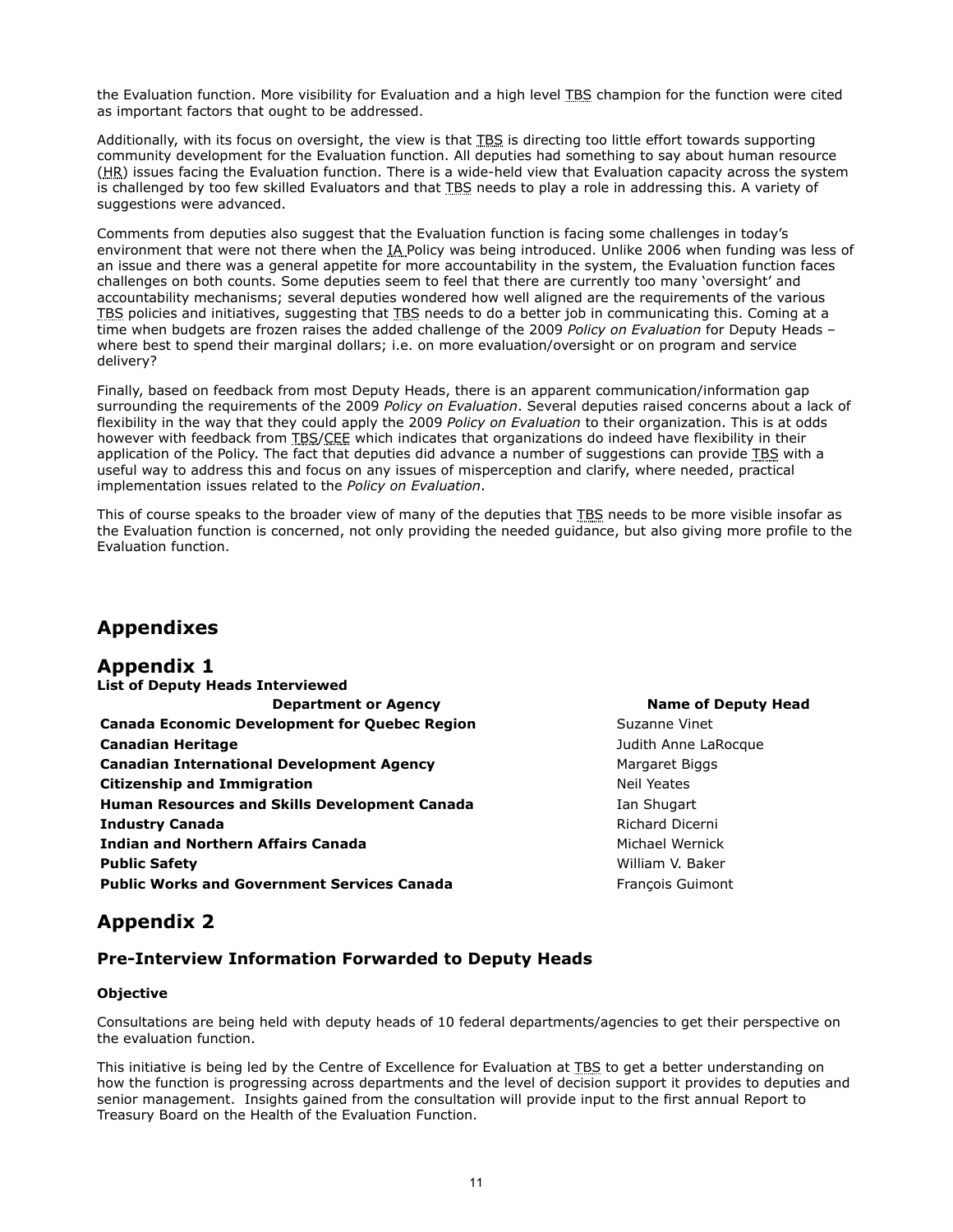the Evaluation function. More visibility for Evaluation and a high level TBS champion for the function were cited as important factors that ought to be addressed.

Additionally, with its focus on oversight, the view is that TBS is directing too little effort towards supporting community development for the Evaluation function. All deputies had something to say about human resource (HR) issues facing the Evaluation function. There is a wide-held view that Evaluation capacity across the system is challenged by too few skilled Evaluators and that TBS needs to play a role in addressing this. A variety of suggestions were advanced.

Comments from deputies also suggest that the Evaluation function is facing some challenges in today's environment that were not there when the IA Policy was being introduced. Unlike 2006 when funding was less of an issue and there was a general appetite for more accountability in the system, the Evaluation function faces challenges on both counts. Some deputies seem to feel that there are currently too many 'oversight' and accountability mechanisms; several deputies wondered how well aligned are the requirements of the various TBS policies and initiatives, suggesting that TBS needs to do a better job in communicating this. Coming at a time when budgets are frozen raises the added challenge of the 2009 *Policy on Evaluation* for Deputy Heads – where best to spend their marginal dollars; i.e. on more evaluation/oversight or on program and service delivery?

Finally, based on feedback from most Deputy Heads, there is an apparent communication/information gap surrounding the requirements of the 2009 *Policy on Evaluation*. Several deputies raised concerns about a lack of flexibility in the way that they could apply the 2009 *Policy on Evaluation* to their organization. This is at odds however with feedback from TBS/CEE which indicates that organizations do indeed have flexibility in their application of the Policy. The fact that deputies did advance a number of suggestions can provide TBS with a useful way to address this and focus on any issues of misperception and clarify, where needed, practical implementation issues related to the *Policy on Evaluation*.

This of course speaks to the broader view of many of the deputies that TBS needs to be more visible insofar as the Evaluation function is concerned, not only providing the needed guidance, but also giving more profile to the Evaluation function.

# Appendixes

## Appendix 1

**List of Deputy Heads Interviewed**

| Department or Agency | Name of Deputy Head |
|---|---|
| **Canada Economic Development for Quebec Region** | Suzanne Vinet |
| **Canadian Heritage** | Judith Anne LaRocque |
| **Canadian International Development Agency** | Margaret Biggs |
| **Citizenship and Immigration** | Neil Yeates |
| **Human Resources and Skills Development Canada** | Ian Shugart |
| **Industry Canada** | Richard Dicerni |
| **Indian and Northern Affairs Canada** | Michael Wernick |
| **Public Safety** | William V. Baker |
| **Public Works and Government Services Canada** | François Guimont |

## Appendix 2

### Pre-Interview Information Forwarded to Deputy Heads

#### Objective

Consultations are being held with deputy heads of 10 federal departments/agencies to get their perspective on the evaluation function.

This initiative is being led by the Centre of Excellence for Evaluation at TBS to get a better understanding on how the function is progressing across departments and the level of decision support it provides to deputies and senior management. Insights gained from the consultation will provide input to the first annual Report to Treasury Board on the Health of the Evaluation Function.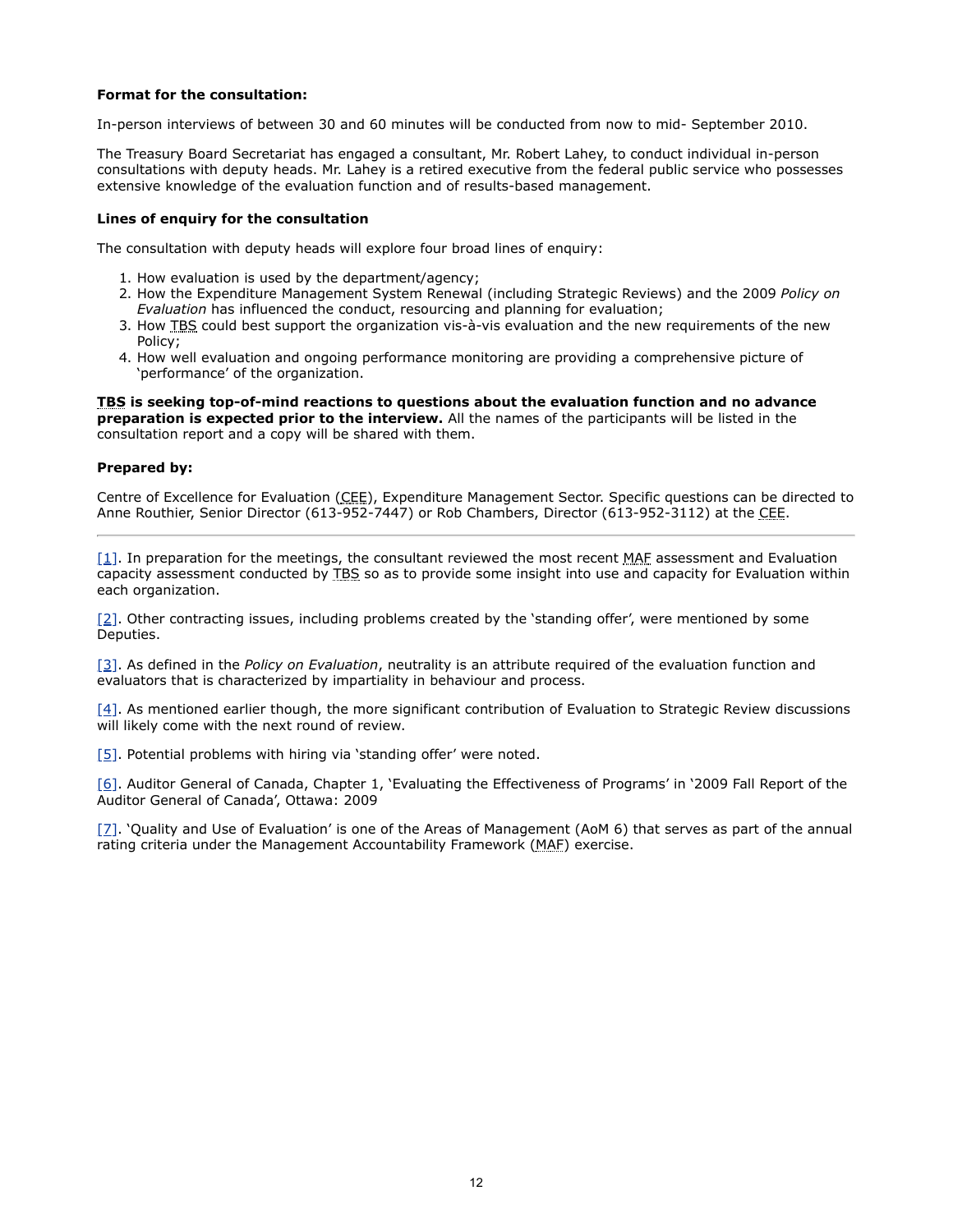**Format for the consultation:**

In-person interviews of between 30 and 60 minutes will be conducted from now to mid- September 2010.

The Treasury Board Secretariat has engaged a consultant, Mr. Robert Lahey, to conduct individual in-person consultations with deputy heads. Mr. Lahey is a retired executive from the federal public service who possesses extensive knowledge of the evaluation function and of results-based management.

**Lines of enquiry for the consultation**

The consultation with deputy heads will explore four broad lines of enquiry:

1. How evaluation is used by the department/agency;
2. How the Expenditure Management System Renewal (including Strategic Reviews) and the 2009 *Policy on Evaluation* has influenced the conduct, resourcing and planning for evaluation;
3. How TBS could best support the organization vis-à-vis evaluation and the new requirements of the new Policy;
4. How well evaluation and ongoing performance monitoring are providing a comprehensive picture of 'performance' of the organization.

**TBS is seeking top-of-mind reactions to questions about the evaluation function and no advance preparation is expected prior to the interview.** All the names of the participants will be listed in the consultation report and a copy will be shared with them.

**Prepared by:**

Centre of Excellence for Evaluation (CEE), Expenditure Management Sector. Specific questions can be directed to Anne Routhier, Senior Director (613-952-7447) or Rob Chambers, Director (613-952-3112) at the CEE.

---

[1]. In preparation for the meetings, the consultant reviewed the most recent MAF assessment and Evaluation capacity assessment conducted by TBS so as to provide some insight into use and capacity for Evaluation within each organization.

[2]. Other contracting issues, including problems created by the 'standing offer', were mentioned by some Deputies.

[3]. As defined in the *Policy on Evaluation*, neutrality is an attribute required of the evaluation function and evaluators that is characterized by impartiality in behaviour and process.

[4]. As mentioned earlier though, the more significant contribution of Evaluation to Strategic Review discussions will likely come with the next round of review.

[5]. Potential problems with hiring via 'standing offer' were noted.

[6]. Auditor General of Canada, Chapter 1, 'Evaluating the Effectiveness of Programs' in '2009 Fall Report of the Auditor General of Canada', Ottawa: 2009

[7]. 'Quality and Use of Evaluation' is one of the Areas of Management (AoM 6) that serves as part of the annual rating criteria under the Management Accountability Framework (MAF) exercise.